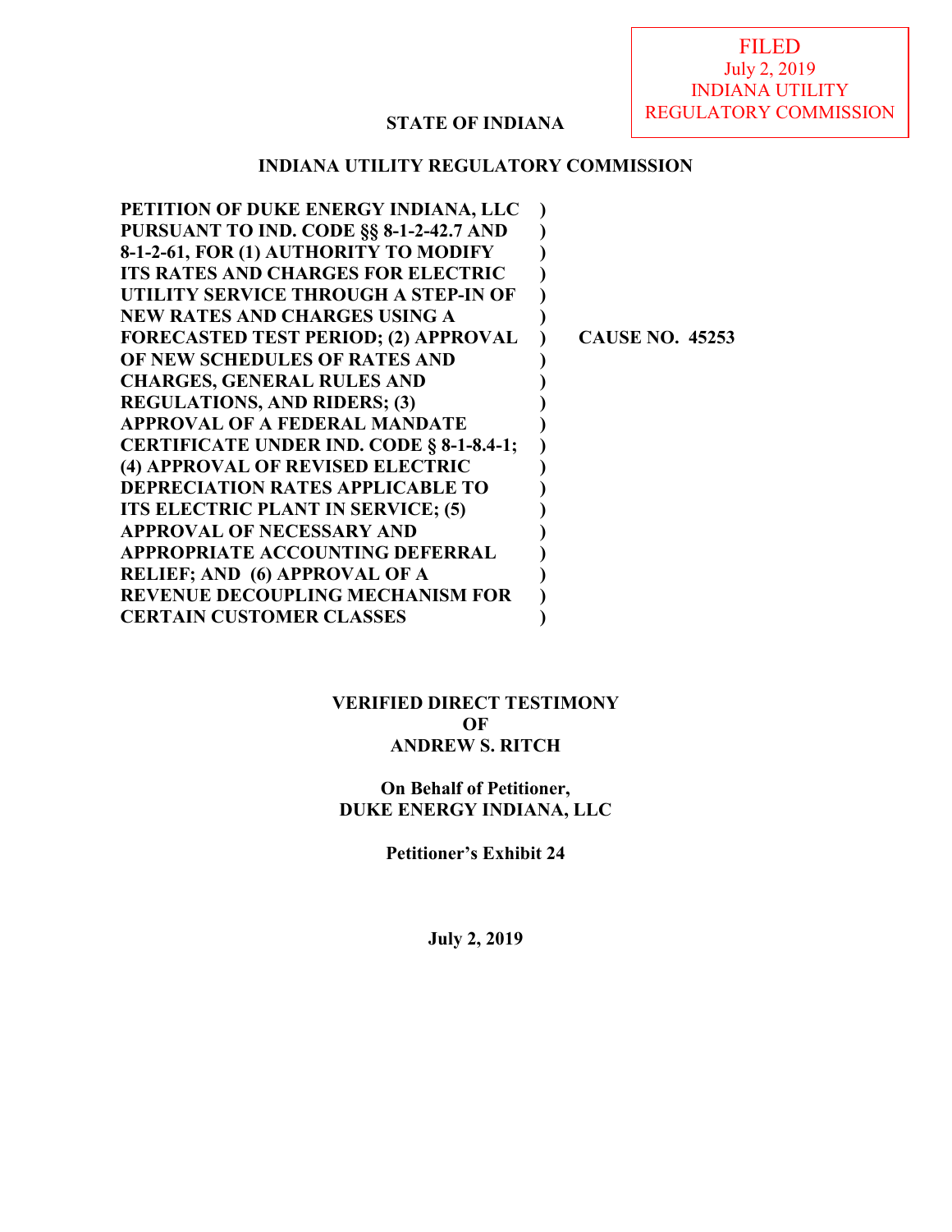FILED
July 2, 2019
INDIANA UTILITY
REGULATORY COMMISSION

**STATE OF INDIANA**

**INDIANA UTILITY REGULATORY COMMISSION**

| | | |
|---|---|---|
| **PETITION OF DUKE ENERGY INDIANA, LLC PURSUANT TO IND. CODE §§ 8-1-2-42.7 AND 8-1-2-61, FOR (1) AUTHORITY TO MODIFY ITS RATES AND CHARGES FOR ELECTRIC UTILITY SERVICE THROUGH A STEP-IN OF NEW RATES AND CHARGES USING A FORECASTED TEST PERIOD; (2) APPROVAL OF NEW SCHEDULES OF RATES AND CHARGES, GENERAL RULES AND REGULATIONS, AND RIDERS; (3) APPROVAL OF A FEDERAL MANDATE CERTIFICATE UNDER IND. CODE § 8-1-8.4-1; (4) APPROVAL OF REVISED ELECTRIC DEPRECIATION RATES APPLICABLE TO ITS ELECTRIC PLANT IN SERVICE; (5) APPROVAL OF NECESSARY AND APPROPRIATE ACCOUNTING DEFERRAL RELIEF; AND (6) APPROVAL OF A REVENUE DECOUPLING MECHANISM FOR CERTAIN CUSTOMER CLASSES** | ) | **CAUSE NO. 45253** |

**VERIFIED DIRECT TESTIMONY**
**OF**
**ANDREW S. RITCH**

**On Behalf of Petitioner,**
**DUKE ENERGY INDIANA, LLC**

**Petitioner's Exhibit 24**

**July 2, 2019**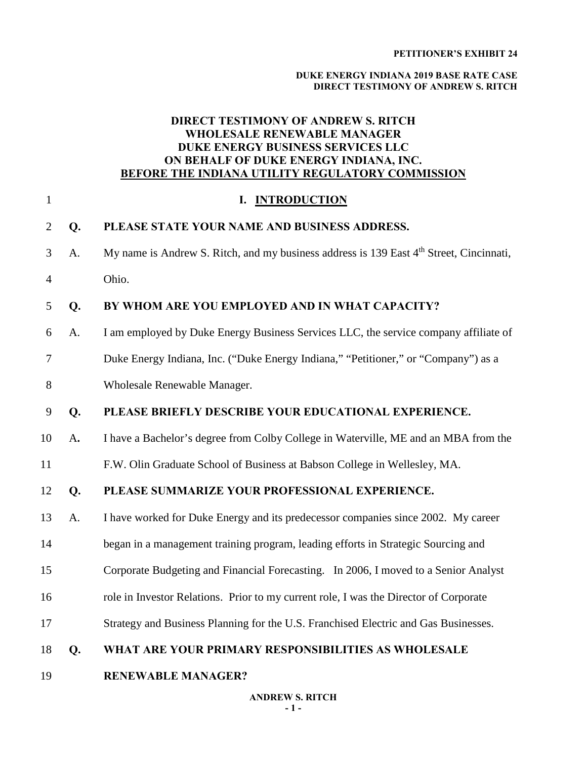**PETITIONER'S EXHIBIT 24**

**DUKE ENERGY INDIANA 2019 BASE RATE CASE**
**DIRECT TESTIMONY OF ANDREW S. RITCH**

# DIRECT TESTIMONY OF ANDREW S. RITCH
# WHOLESALE RENEWABLE MANAGER
# DUKE ENERGY BUSINESS SERVICES LLC
# ON BEHALF OF DUKE ENERGY INDIANA, INC.
# BEFORE THE INDIANA UTILITY REGULATORY COMMISSION

## I. INTRODUCTION

**Q. PLEASE STATE YOUR NAME AND BUSINESS ADDRESS.**

A. My name is Andrew S. Ritch, and my business address is 139 East 4th Street, Cincinnati, Ohio.

**Q. BY WHOM ARE YOU EMPLOYED AND IN WHAT CAPACITY?**

A. I am employed by Duke Energy Business Services LLC, the service company affiliate of Duke Energy Indiana, Inc. ("Duke Energy Indiana," "Petitioner," or "Company") as a Wholesale Renewable Manager.

**Q. PLEASE BRIEFLY DESCRIBE YOUR EDUCATIONAL EXPERIENCE.**

A. I have a Bachelor's degree from Colby College in Waterville, ME and an MBA from the F.W. Olin Graduate School of Business at Babson College in Wellesley, MA.

**Q. PLEASE SUMMARIZE YOUR PROFESSIONAL EXPERIENCE.**

A. I have worked for Duke Energy and its predecessor companies since 2002. My career began in a management training program, leading efforts in Strategic Sourcing and Corporate Budgeting and Financial Forecasting. In 2006, I moved to a Senior Analyst role in Investor Relations. Prior to my current role, I was the Director of Corporate Strategy and Business Planning for the U.S. Franchised Electric and Gas Businesses.

**Q. WHAT ARE YOUR PRIMARY RESPONSIBILITIES AS WHOLESALE RENEWABLE MANAGER?**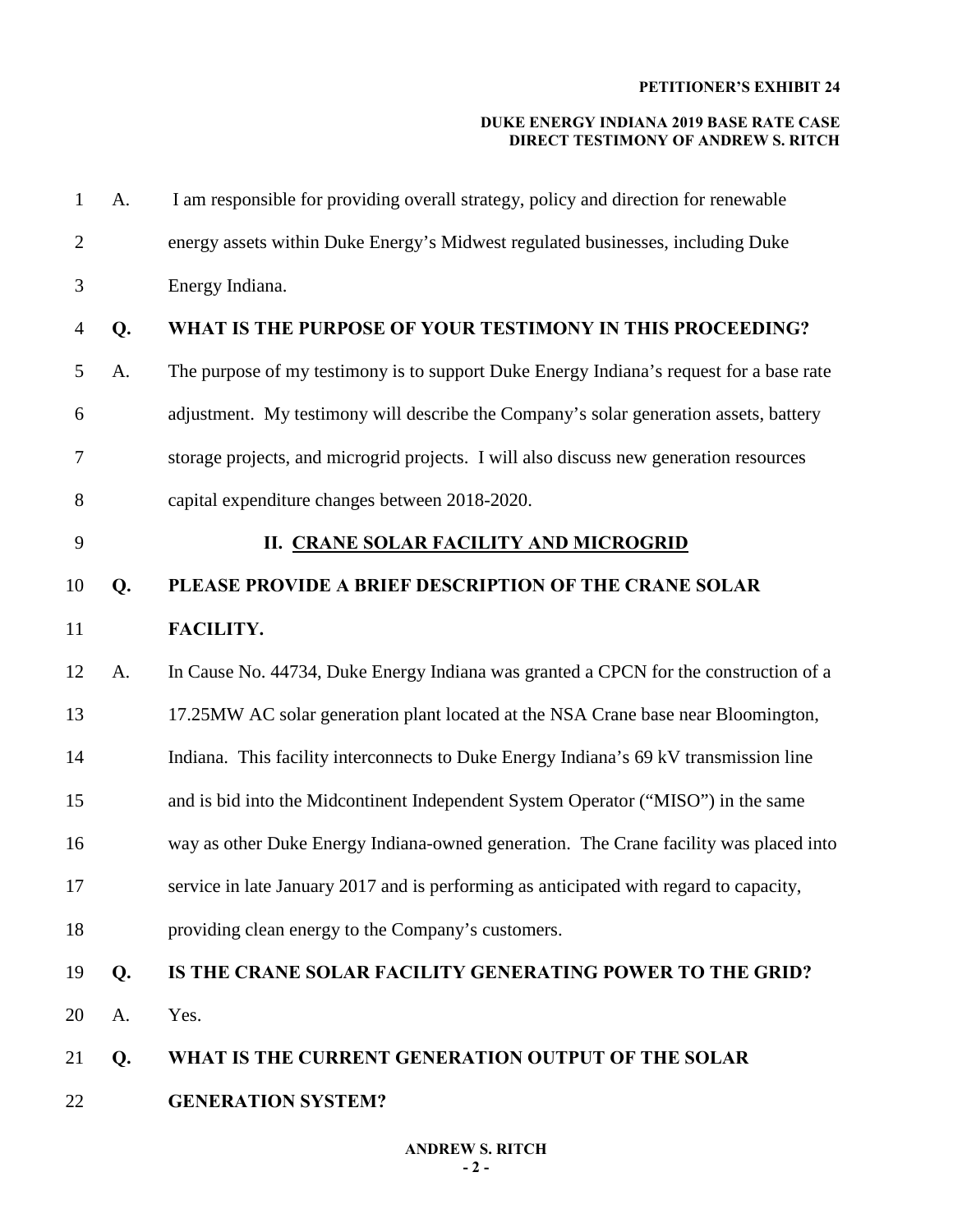A. I am responsible for providing overall strategy, policy and direction for renewable energy assets within Duke Energy's Midwest regulated businesses, including Duke Energy Indiana.

**Q. WHAT IS THE PURPOSE OF YOUR TESTIMONY IN THIS PROCEEDING?**

A. The purpose of my testimony is to support Duke Energy Indiana's request for a base rate adjustment. My testimony will describe the Company's solar generation assets, battery storage projects, and microgrid projects. I will also discuss new generation resources capital expenditure changes between 2018-2020.

## II. CRANE SOLAR FACILITY AND MICROGRID

**Q. PLEASE PROVIDE A BRIEF DESCRIPTION OF THE CRANE SOLAR FACILITY.**

A. In Cause No. 44734, Duke Energy Indiana was granted a CPCN for the construction of a 17.25MW AC solar generation plant located at the NSA Crane base near Bloomington, Indiana. This facility interconnects to Duke Energy Indiana's 69 kV transmission line and is bid into the Midcontinent Independent System Operator ("MISO") in the same way as other Duke Energy Indiana-owned generation. The Crane facility was placed into service in late January 2017 and is performing as anticipated with regard to capacity, providing clean energy to the Company's customers.

**Q. IS THE CRANE SOLAR FACILITY GENERATING POWER TO THE GRID?**

A. Yes.

**Q. WHAT IS THE CURRENT GENERATION OUTPUT OF THE SOLAR GENERATION SYSTEM?**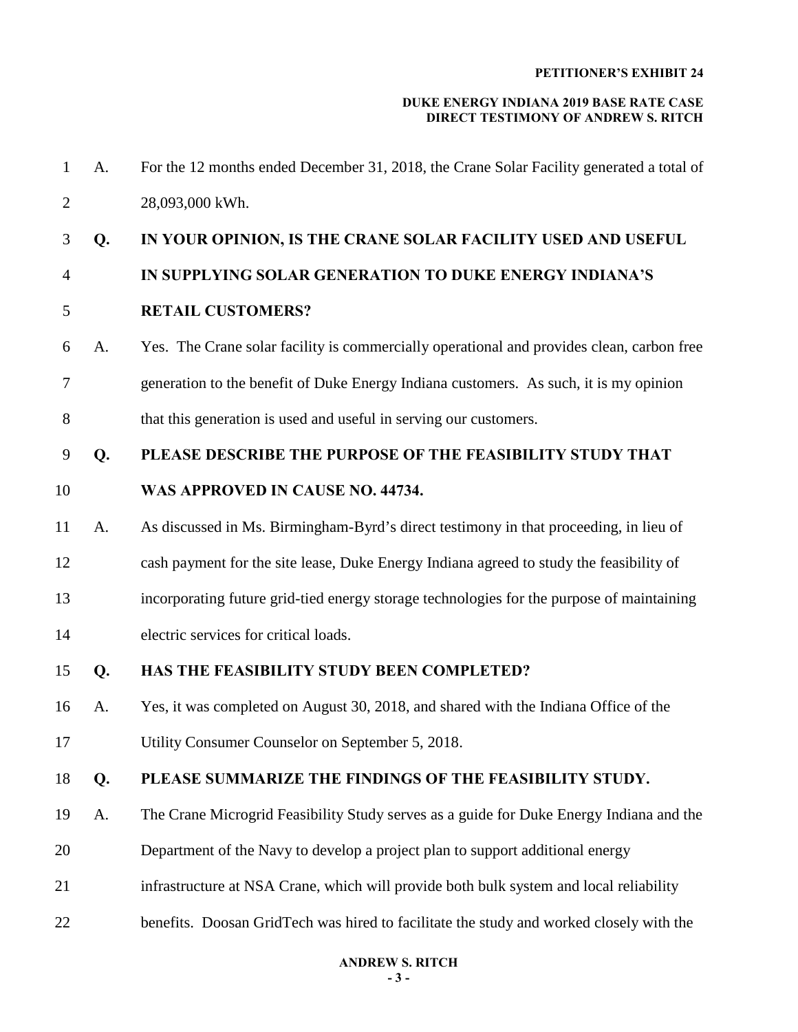A. For the 12 months ended December 31, 2018, the Crane Solar Facility generated a total of 28,093,000 kWh.

**Q. IN YOUR OPINION, IS THE CRANE SOLAR FACILITY USED AND USEFUL IN SUPPLYING SOLAR GENERATION TO DUKE ENERGY INDIANA'S RETAIL CUSTOMERS?**

A. Yes. The Crane solar facility is commercially operational and provides clean, carbon free generation to the benefit of Duke Energy Indiana customers. As such, it is my opinion that this generation is used and useful in serving our customers.

**Q. PLEASE DESCRIBE THE PURPOSE OF THE FEASIBILITY STUDY THAT WAS APPROVED IN CAUSE NO. 44734.**

A. As discussed in Ms. Birmingham-Byrd's direct testimony in that proceeding, in lieu of cash payment for the site lease, Duke Energy Indiana agreed to study the feasibility of incorporating future grid-tied energy storage technologies for the purpose of maintaining electric services for critical loads.

**Q. HAS THE FEASIBILITY STUDY BEEN COMPLETED?**

A. Yes, it was completed on August 30, 2018, and shared with the Indiana Office of the Utility Consumer Counselor on September 5, 2018.

**Q. PLEASE SUMMARIZE THE FINDINGS OF THE FEASIBILITY STUDY.**

A. The Crane Microgrid Feasibility Study serves as a guide for Duke Energy Indiana and the Department of the Navy to develop a project plan to support additional energy infrastructure at NSA Crane, which will provide both bulk system and local reliability benefits. Doosan GridTech was hired to facilitate the study and worked closely with the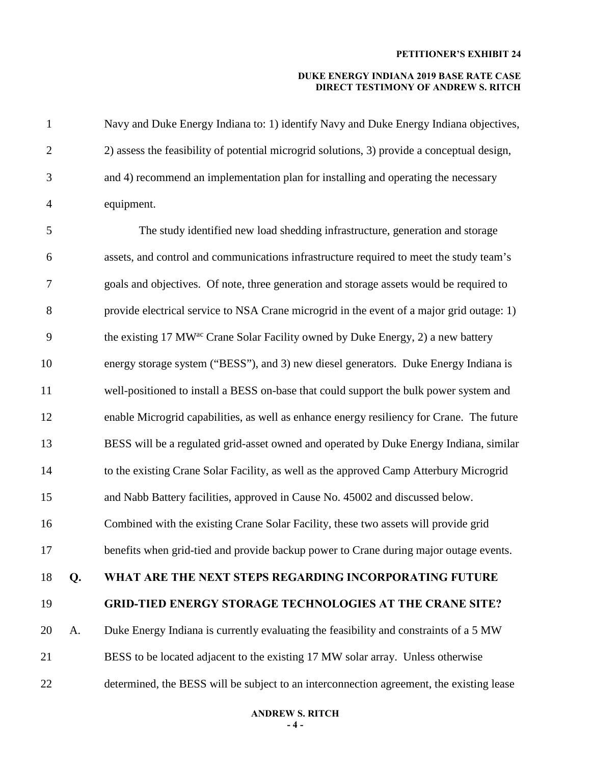Navy and Duke Energy Indiana to: 1) identify Navy and Duke Energy Indiana objectives, 2) assess the feasibility of potential microgrid solutions, 3) provide a conceptual design, and 4) recommend an implementation plan for installing and operating the necessary equipment.

The study identified new load shedding infrastructure, generation and storage assets, and control and communications infrastructure required to meet the study team's goals and objectives. Of note, three generation and storage assets would be required to provide electrical service to NSA Crane microgrid in the event of a major grid outage: 1) the existing 17 $MW^{ac}$ Crane Solar Facility owned by Duke Energy, 2) a new battery energy storage system ("BESS"), and 3) new diesel generators. Duke Energy Indiana is well-positioned to install a BESS on-base that could support the bulk power system and enable Microgrid capabilities, as well as enhance energy resiliency for Crane. The future BESS will be a regulated grid-asset owned and operated by Duke Energy Indiana, similar to the existing Crane Solar Facility, as well as the approved Camp Atterbury Microgrid and Nabb Battery facilities, approved in Cause No. 45002 and discussed below. Combined with the existing Crane Solar Facility, these two assets will provide grid benefits when grid-tied and provide backup power to Crane during major outage events.

**Q. WHAT ARE THE NEXT STEPS REGARDING INCORPORATING FUTURE GRID-TIED ENERGY STORAGE TECHNOLOGIES AT THE CRANE SITE?**

A. Duke Energy Indiana is currently evaluating the feasibility and constraints of a 5 MW BESS to be located adjacent to the existing 17 MW solar array. Unless otherwise determined, the BESS will be subject to an interconnection agreement, the existing lease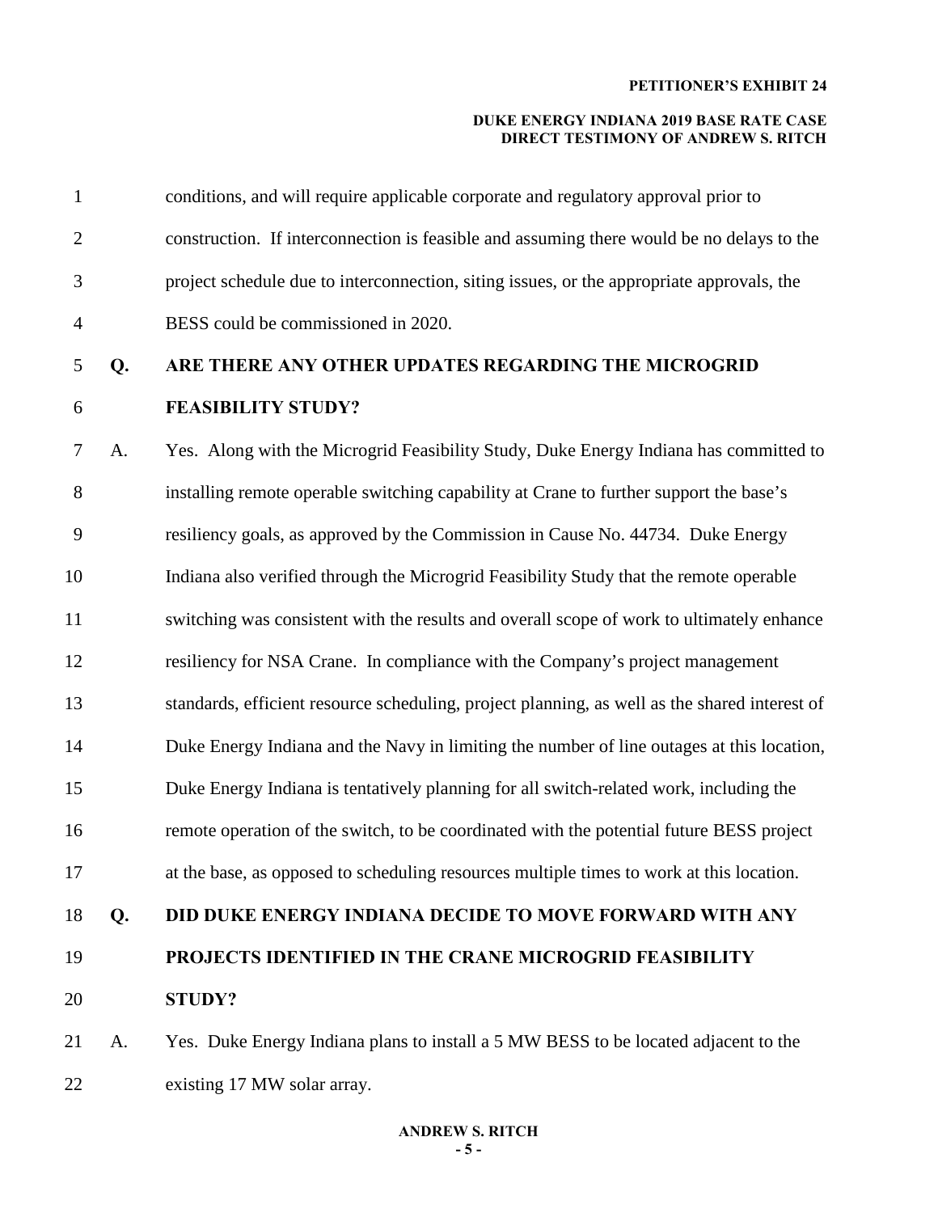conditions, and will require applicable corporate and regulatory approval prior to construction. If interconnection is feasible and assuming there would be no delays to the project schedule due to interconnection, siting issues, or the appropriate approvals, the BESS could be commissioned in 2020.

**Q. ARE THERE ANY OTHER UPDATES REGARDING THE MICROGRID FEASIBILITY STUDY?**

A. Yes. Along with the Microgrid Feasibility Study, Duke Energy Indiana has committed to installing remote operable switching capability at Crane to further support the base's resiliency goals, as approved by the Commission in Cause No. 44734. Duke Energy Indiana also verified through the Microgrid Feasibility Study that the remote operable switching was consistent with the results and overall scope of work to ultimately enhance resiliency for NSA Crane. In compliance with the Company's project management standards, efficient resource scheduling, project planning, as well as the shared interest of Duke Energy Indiana and the Navy in limiting the number of line outages at this location, Duke Energy Indiana is tentatively planning for all switch-related work, including the remote operation of the switch, to be coordinated with the potential future BESS project at the base, as opposed to scheduling resources multiple times to work at this location.

**Q. DID DUKE ENERGY INDIANA DECIDE TO MOVE FORWARD WITH ANY PROJECTS IDENTIFIED IN THE CRANE MICROGRID FEASIBILITY STUDY?**

A. Yes. Duke Energy Indiana plans to install a 5 MW BESS to be located adjacent to the existing 17 MW solar array.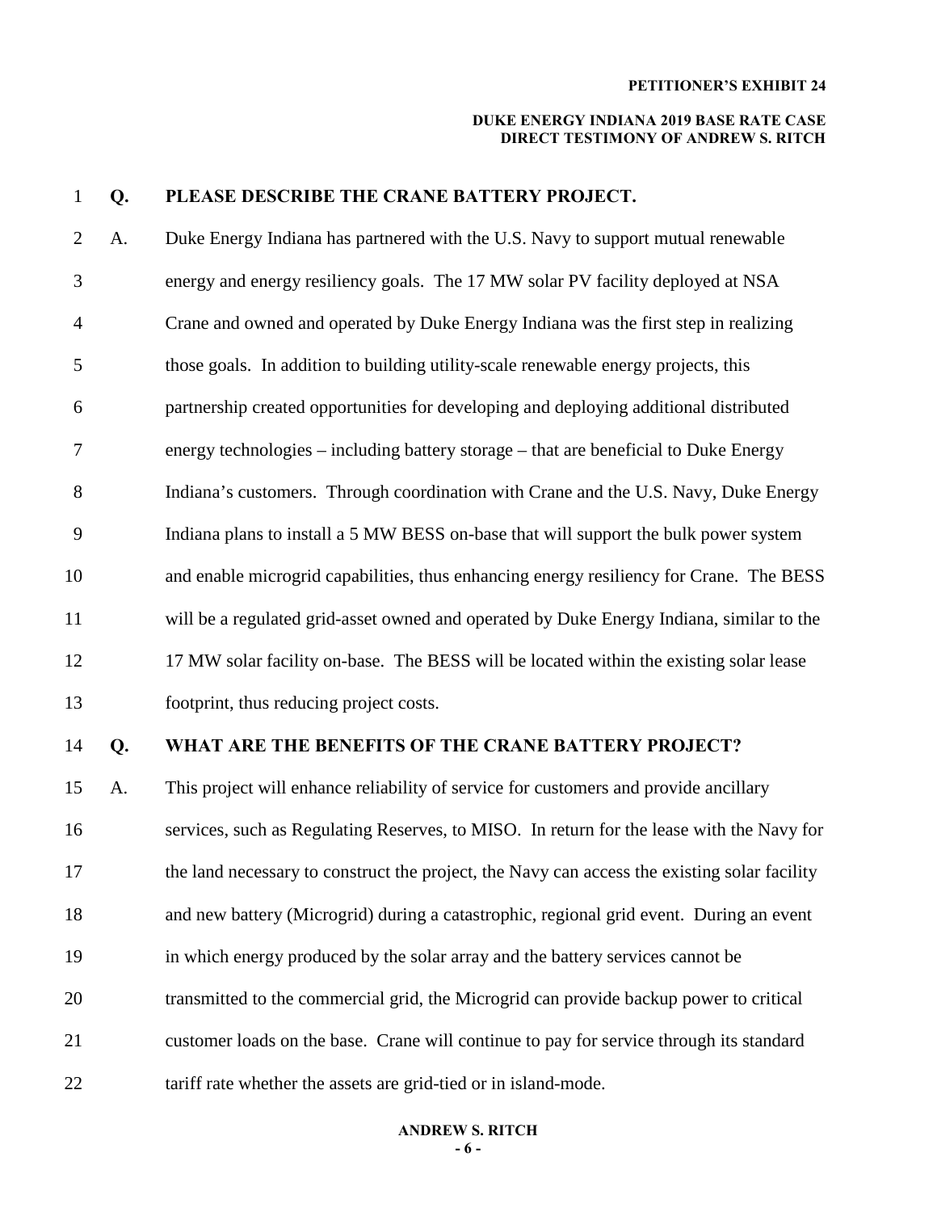**Q. PLEASE DESCRIBE THE CRANE BATTERY PROJECT.**

A. Duke Energy Indiana has partnered with the U.S. Navy to support mutual renewable energy and energy resiliency goals. The 17 MW solar PV facility deployed at NSA Crane and owned and operated by Duke Energy Indiana was the first step in realizing those goals. In addition to building utility-scale renewable energy projects, this partnership created opportunities for developing and deploying additional distributed energy technologies – including battery storage – that are beneficial to Duke Energy Indiana's customers. Through coordination with Crane and the U.S. Navy, Duke Energy Indiana plans to install a 5 MW BESS on-base that will support the bulk power system and enable microgrid capabilities, thus enhancing energy resiliency for Crane. The BESS will be a regulated grid-asset owned and operated by Duke Energy Indiana, similar to the 17 MW solar facility on-base. The BESS will be located within the existing solar lease footprint, thus reducing project costs.

**Q. WHAT ARE THE BENEFITS OF THE CRANE BATTERY PROJECT?**

A. This project will enhance reliability of service for customers and provide ancillary services, such as Regulating Reserves, to MISO. In return for the lease with the Navy for the land necessary to construct the project, the Navy can access the existing solar facility and new battery (Microgrid) during a catastrophic, regional grid event. During an event in which energy produced by the solar array and the battery services cannot be transmitted to the commercial grid, the Microgrid can provide backup power to critical customer loads on the base. Crane will continue to pay for service through its standard tariff rate whether the assets are grid-tied or in island-mode.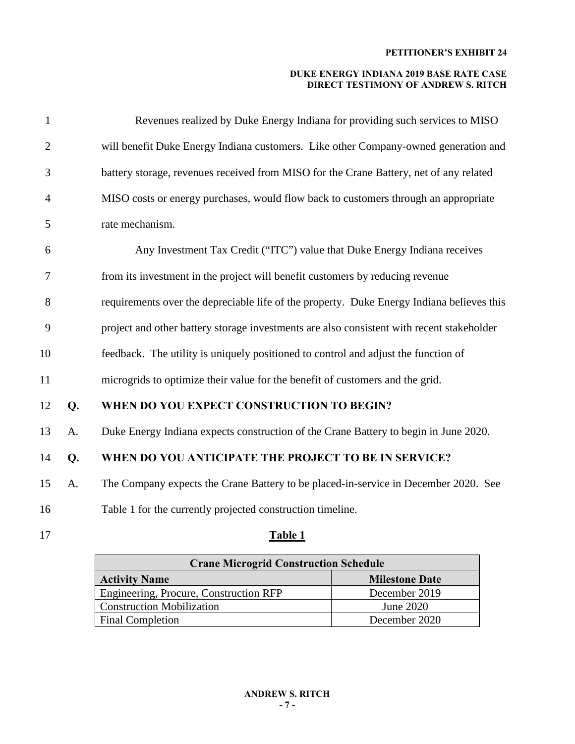Revenues realized by Duke Energy Indiana for providing such services to MISO will benefit Duke Energy Indiana customers. Like other Company-owned generation and battery storage, revenues received from MISO for the Crane Battery, net of any related MISO costs or energy purchases, would flow back to customers through an appropriate rate mechanism.

Any Investment Tax Credit ("ITC") value that Duke Energy Indiana receives from its investment in the project will benefit customers by reducing revenue requirements over the depreciable life of the property. Duke Energy Indiana believes this project and other battery storage investments are also consistent with recent stakeholder feedback. The utility is uniquely positioned to control and adjust the function of microgrids to optimize their value for the benefit of customers and the grid.

**Q. WHEN DO YOU EXPECT CONSTRUCTION TO BEGIN?**

A. Duke Energy Indiana expects construction of the Crane Battery to begin in June 2020.

**Q. WHEN DO YOU ANTICIPATE THE PROJECT TO BE IN SERVICE?**

A. The Company expects the Crane Battery to be placed-in-service in December 2020. See Table 1 for the currently projected construction timeline.

**Table 1**

| Crane Microgrid Construction Schedule | |
|---|---|
| **Activity Name** | **Milestone Date** |
| Engineering, Procure, Construction RFP | December 2019 |
| Construction Mobilization | June 2020 |
| Final Completion | December 2020 |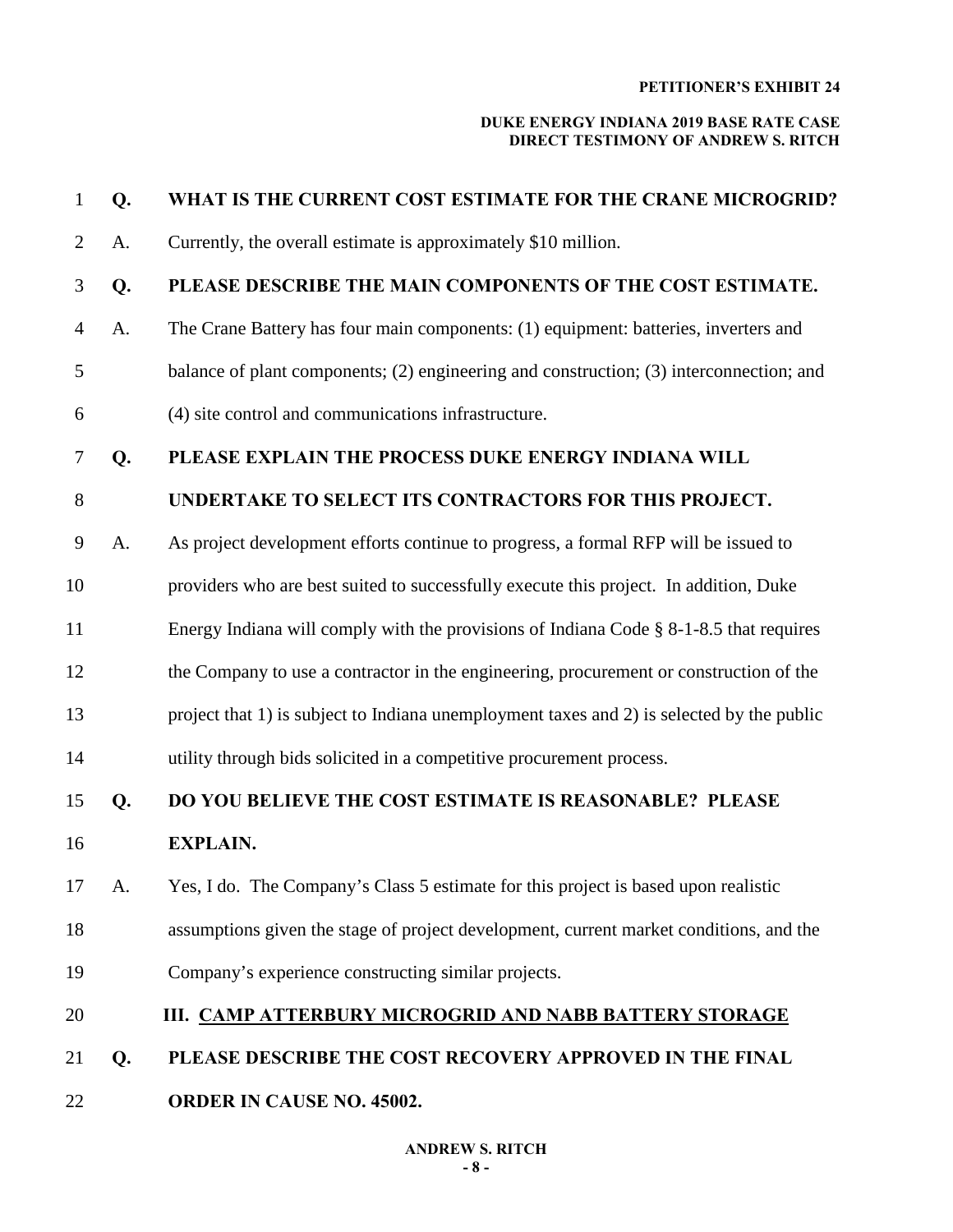**Q. WHAT IS THE CURRENT COST ESTIMATE FOR THE CRANE MICROGRID?**

A. Currently, the overall estimate is approximately $10 million.

**Q. PLEASE DESCRIBE THE MAIN COMPONENTS OF THE COST ESTIMATE.**

A. The Crane Battery has four main components: (1) equipment: batteries, inverters and balance of plant components; (2) engineering and construction; (3) interconnection; and (4) site control and communications infrastructure.

**Q. PLEASE EXPLAIN THE PROCESS DUKE ENERGY INDIANA WILL UNDERTAKE TO SELECT ITS CONTRACTORS FOR THIS PROJECT.**

A. As project development efforts continue to progress, a formal RFP will be issued to providers who are best suited to successfully execute this project. In addition, Duke Energy Indiana will comply with the provisions of Indiana Code § 8-1-8.5 that requires the Company to use a contractor in the engineering, procurement or construction of the project that 1) is subject to Indiana unemployment taxes and 2) is selected by the public utility through bids solicited in a competitive procurement process.

**Q. DO YOU BELIEVE THE COST ESTIMATE IS REASONABLE? PLEASE EXPLAIN.**

A. Yes, I do. The Company's Class 5 estimate for this project is based upon realistic assumptions given the stage of project development, current market conditions, and the Company's experience constructing similar projects.

## III. CAMP ATTERBURY MICROGRID AND NABB BATTERY STORAGE

**Q. PLEASE DESCRIBE THE COST RECOVERY APPROVED IN THE FINAL ORDER IN CAUSE NO. 45002.**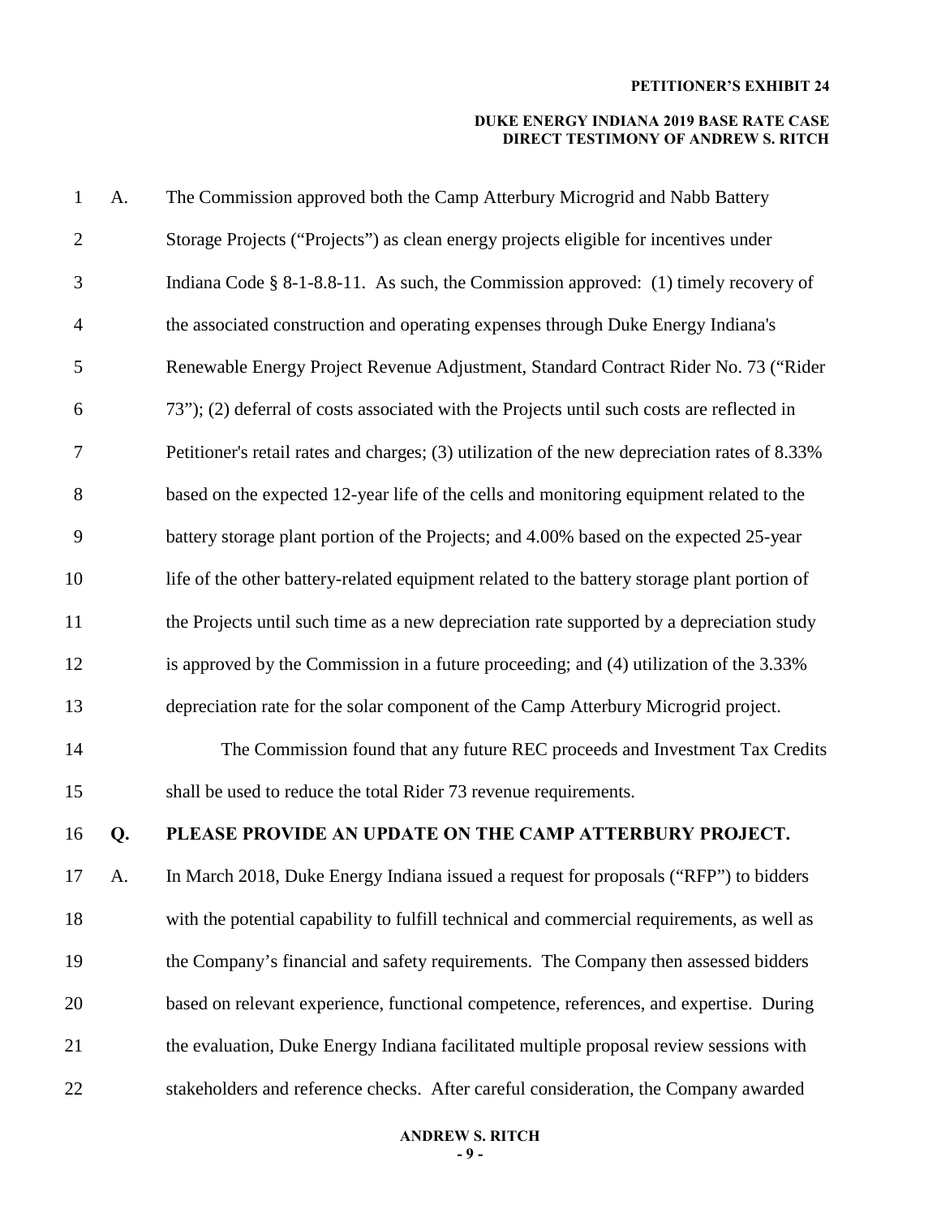A. The Commission approved both the Camp Atterbury Microgrid and Nabb Battery Storage Projects ("Projects") as clean energy projects eligible for incentives under Indiana Code § 8-1-8.8-11. As such, the Commission approved: (1) timely recovery of the associated construction and operating expenses through Duke Energy Indiana's Renewable Energy Project Revenue Adjustment, Standard Contract Rider No. 73 ("Rider 73"); (2) deferral of costs associated with the Projects until such costs are reflected in Petitioner's retail rates and charges; (3) utilization of the new depreciation rates of 8.33% based on the expected 12-year life of the cells and monitoring equipment related to the battery storage plant portion of the Projects; and 4.00% based on the expected 25-year life of the other battery-related equipment related to the battery storage plant portion of the Projects until such time as a new depreciation rate supported by a depreciation study is approved by the Commission in a future proceeding; and (4) utilization of the 3.33% depreciation rate for the solar component of the Camp Atterbury Microgrid project.

The Commission found that any future REC proceeds and Investment Tax Credits shall be used to reduce the total Rider 73 revenue requirements.

**Q. PLEASE PROVIDE AN UPDATE ON THE CAMP ATTERBURY PROJECT.**

A. In March 2018, Duke Energy Indiana issued a request for proposals ("RFP") to bidders with the potential capability to fulfill technical and commercial requirements, as well as the Company's financial and safety requirements. The Company then assessed bidders based on relevant experience, functional competence, references, and expertise. During the evaluation, Duke Energy Indiana facilitated multiple proposal review sessions with stakeholders and reference checks. After careful consideration, the Company awarded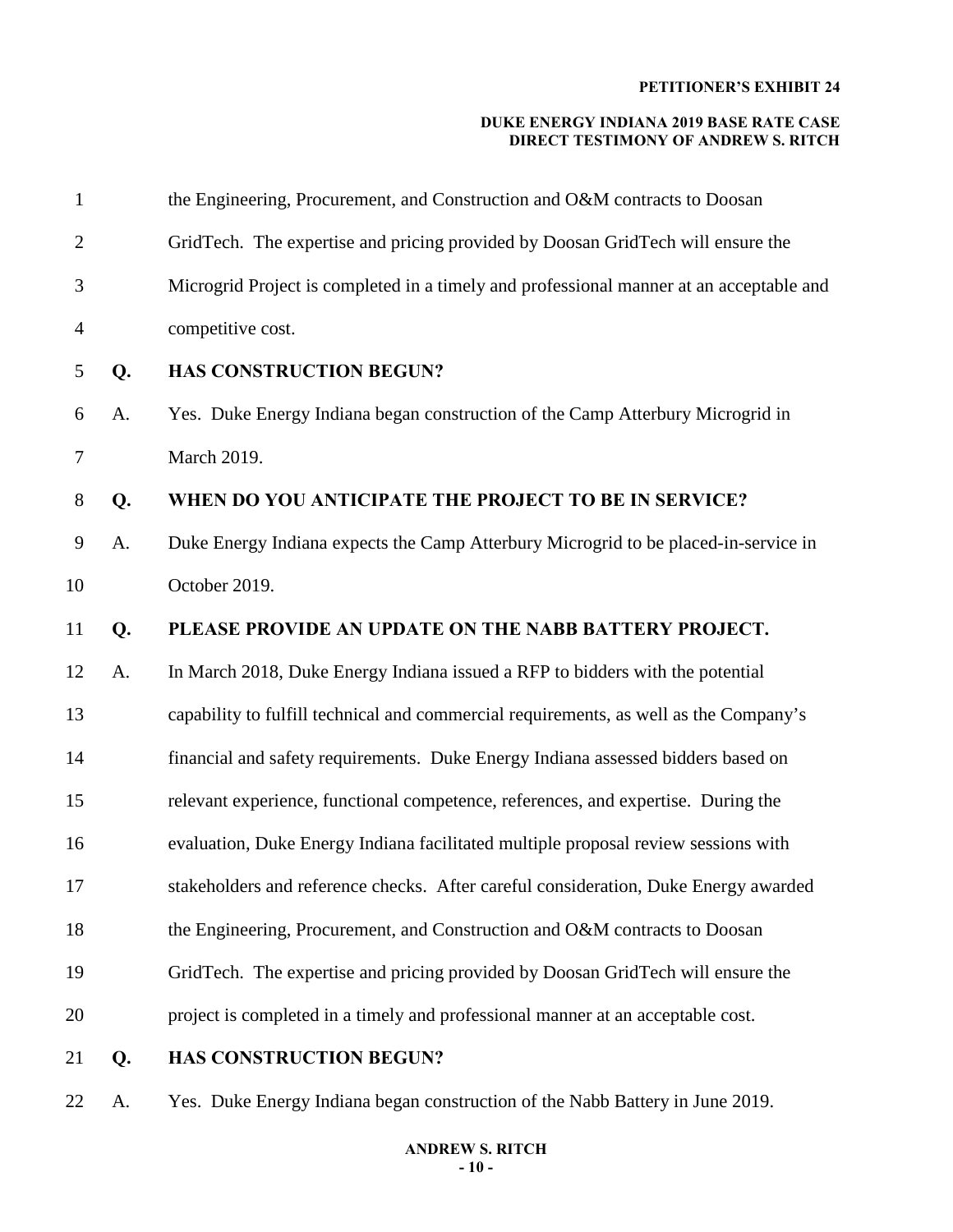the Engineering, Procurement, and Construction and O&M contracts to Doosan GridTech. The expertise and pricing provided by Doosan GridTech will ensure the Microgrid Project is completed in a timely and professional manner at an acceptable and competitive cost.

**Q. HAS CONSTRUCTION BEGUN?**

A. Yes. Duke Energy Indiana began construction of the Camp Atterbury Microgrid in March 2019.

**Q. WHEN DO YOU ANTICIPATE THE PROJECT TO BE IN SERVICE?**

A. Duke Energy Indiana expects the Camp Atterbury Microgrid to be placed-in-service in October 2019.

**Q. PLEASE PROVIDE AN UPDATE ON THE NABB BATTERY PROJECT.**

A. In March 2018, Duke Energy Indiana issued a RFP to bidders with the potential capability to fulfill technical and commercial requirements, as well as the Company's financial and safety requirements. Duke Energy Indiana assessed bidders based on relevant experience, functional competence, references, and expertise. During the evaluation, Duke Energy Indiana facilitated multiple proposal review sessions with stakeholders and reference checks. After careful consideration, Duke Energy awarded the Engineering, Procurement, and Construction and O&M contracts to Doosan GridTech. The expertise and pricing provided by Doosan GridTech will ensure the project is completed in a timely and professional manner at an acceptable cost.

**Q. HAS CONSTRUCTION BEGUN?**

A. Yes. Duke Energy Indiana began construction of the Nabb Battery in June 2019.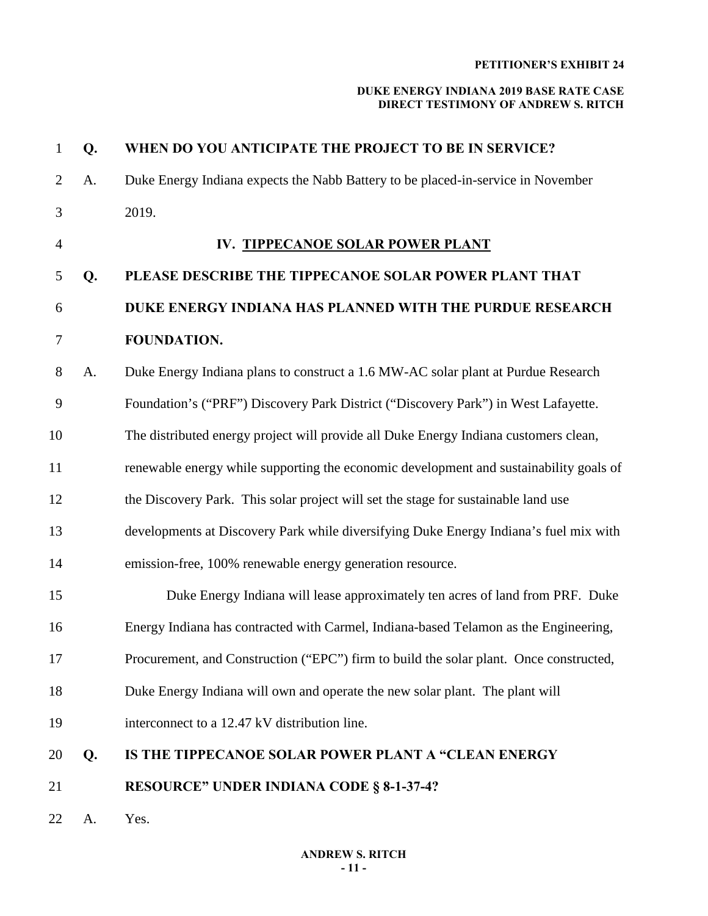**Q. WHEN DO YOU ANTICIPATE THE PROJECT TO BE IN SERVICE?**

A. Duke Energy Indiana expects the Nabb Battery to be placed-in-service in November 2019.

## IV. TIPPECANOE SOLAR POWER PLANT

**Q. PLEASE DESCRIBE THE TIPPECANOE SOLAR POWER PLANT THAT DUKE ENERGY INDIANA HAS PLANNED WITH THE PURDUE RESEARCH FOUNDATION.**

A. Duke Energy Indiana plans to construct a 1.6 MW-AC solar plant at Purdue Research Foundation's ("PRF") Discovery Park District ("Discovery Park") in West Lafayette. The distributed energy project will provide all Duke Energy Indiana customers clean, renewable energy while supporting the economic development and sustainability goals of the Discovery Park. This solar project will set the stage for sustainable land use developments at Discovery Park while diversifying Duke Energy Indiana's fuel mix with emission-free, 100% renewable energy generation resource.

Duke Energy Indiana will lease approximately ten acres of land from PRF. Duke Energy Indiana has contracted with Carmel, Indiana-based Telamon as the Engineering, Procurement, and Construction ("EPC") firm to build the solar plant. Once constructed, Duke Energy Indiana will own and operate the new solar plant. The plant will interconnect to a 12.47 kV distribution line.

**Q. IS THE TIPPECANOE SOLAR POWER PLANT A "CLEAN ENERGY RESOURCE" UNDER INDIANA CODE § 8-1-37-4?**

A. Yes.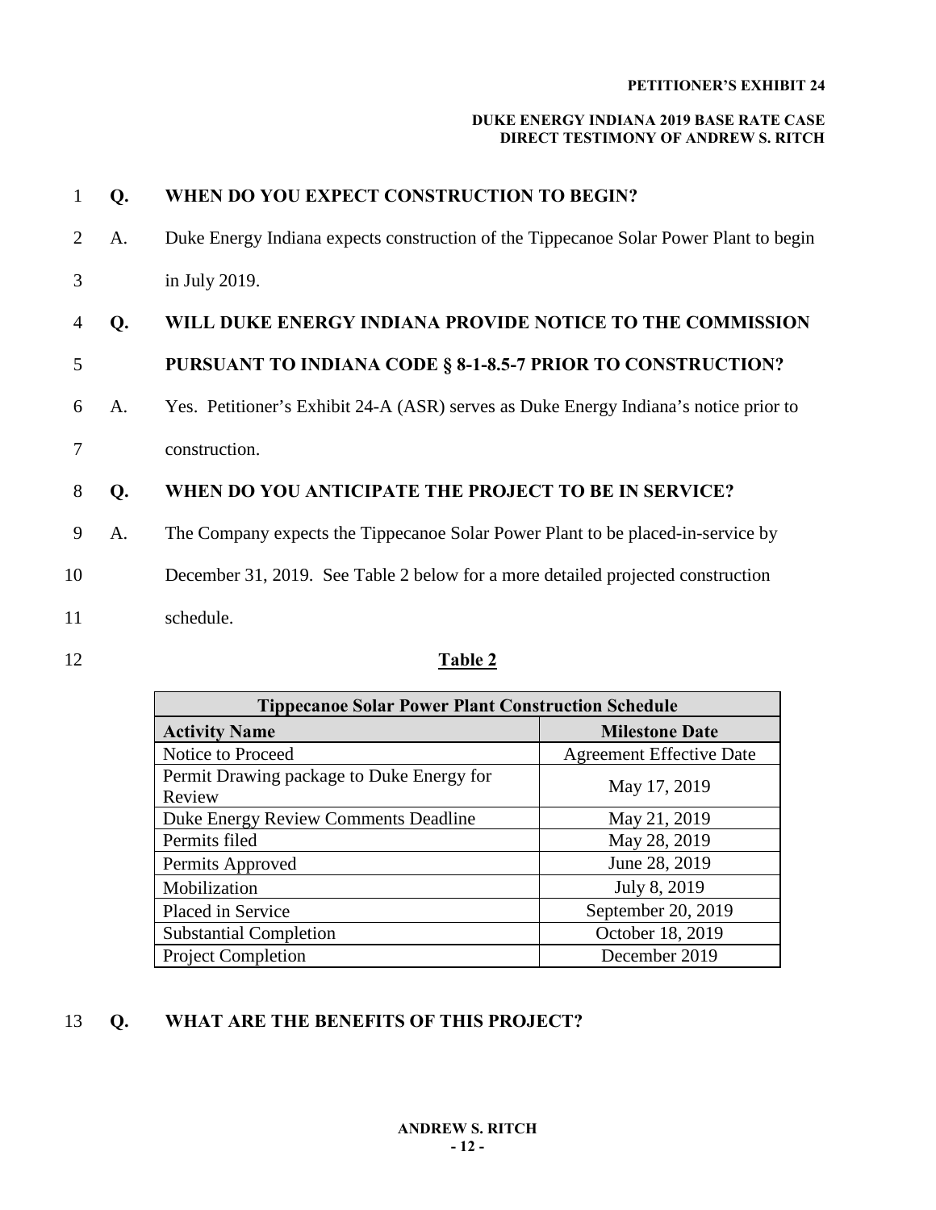**Q. WHEN DO YOU EXPECT CONSTRUCTION TO BEGIN?**

A. Duke Energy Indiana expects construction of the Tippecanoe Solar Power Plant to begin in July 2019.

**Q. WILL DUKE ENERGY INDIANA PROVIDE NOTICE TO THE COMMISSION PURSUANT TO INDIANA CODE § 8-1-8.5-7 PRIOR TO CONSTRUCTION?**

A. Yes. Petitioner's Exhibit 24-A (ASR) serves as Duke Energy Indiana's notice prior to construction.

**Q. WHEN DO YOU ANTICIPATE THE PROJECT TO BE IN SERVICE?**

A. The Company expects the Tippecanoe Solar Power Plant to be placed-in-service by December 31, 2019. See Table 2 below for a more detailed projected construction schedule.

**Table 2**

| Tippecanoe Solar Power Plant Construction Schedule | |
|---|---|
| **Activity Name** | **Milestone Date** |
| Notice to Proceed | Agreement Effective Date |
| Permit Drawing package to Duke Energy for Review | May 17, 2019 |
| Duke Energy Review Comments Deadline | May 21, 2019 |
| Permits filed | May 28, 2019 |
| Permits Approved | June 28, 2019 |
| Mobilization | July 8, 2019 |
| Placed in Service | September 20, 2019 |
| Substantial Completion | October 18, 2019 |
| Project Completion | December 2019 |

**Q. WHAT ARE THE BENEFITS OF THIS PROJECT?**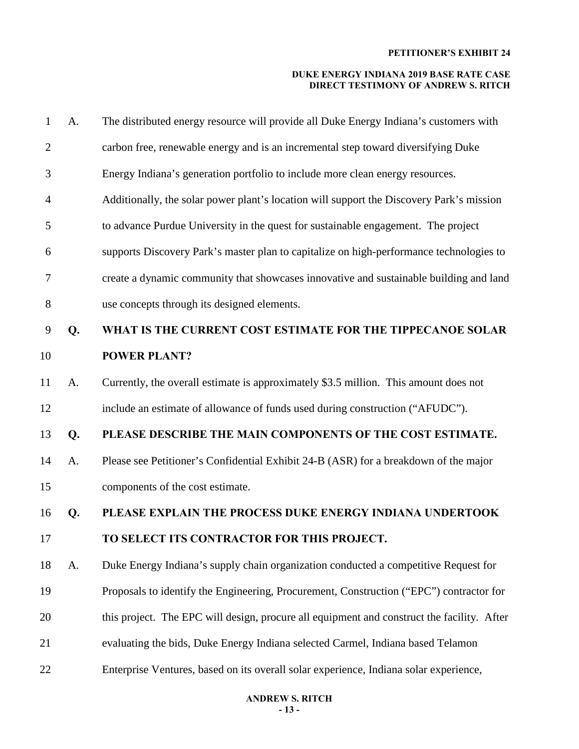A. The distributed energy resource will provide all Duke Energy Indiana's customers with carbon free, renewable energy and is an incremental step toward diversifying Duke Energy Indiana's generation portfolio to include more clean energy resources. Additionally, the solar power plant's location will support the Discovery Park's mission to advance Purdue University in the quest for sustainable engagement. The project supports Discovery Park's master plan to capitalize on high-performance technologies to create a dynamic community that showcases innovative and sustainable building and land use concepts through its designed elements.

**Q. WHAT IS THE CURRENT COST ESTIMATE FOR THE TIPPECANOE SOLAR POWER PLANT?**

A. Currently, the overall estimate is approximately $3.5 million. This amount does not include an estimate of allowance of funds used during construction ("AFUDC").

**Q. PLEASE DESCRIBE THE MAIN COMPONENTS OF THE COST ESTIMATE.**

A. Please see Petitioner's Confidential Exhibit 24-B (ASR) for a breakdown of the major components of the cost estimate.

**Q. PLEASE EXPLAIN THE PROCESS DUKE ENERGY INDIANA UNDERTOOK TO SELECT ITS CONTRACTOR FOR THIS PROJECT.**

A. Duke Energy Indiana's supply chain organization conducted a competitive Request for Proposals to identify the Engineering, Procurement, Construction ("EPC") contractor for this project. The EPC will design, procure all equipment and construct the facility. After evaluating the bids, Duke Energy Indiana selected Carmel, Indiana based Telamon Enterprise Ventures, based on its overall solar experience, Indiana solar experience,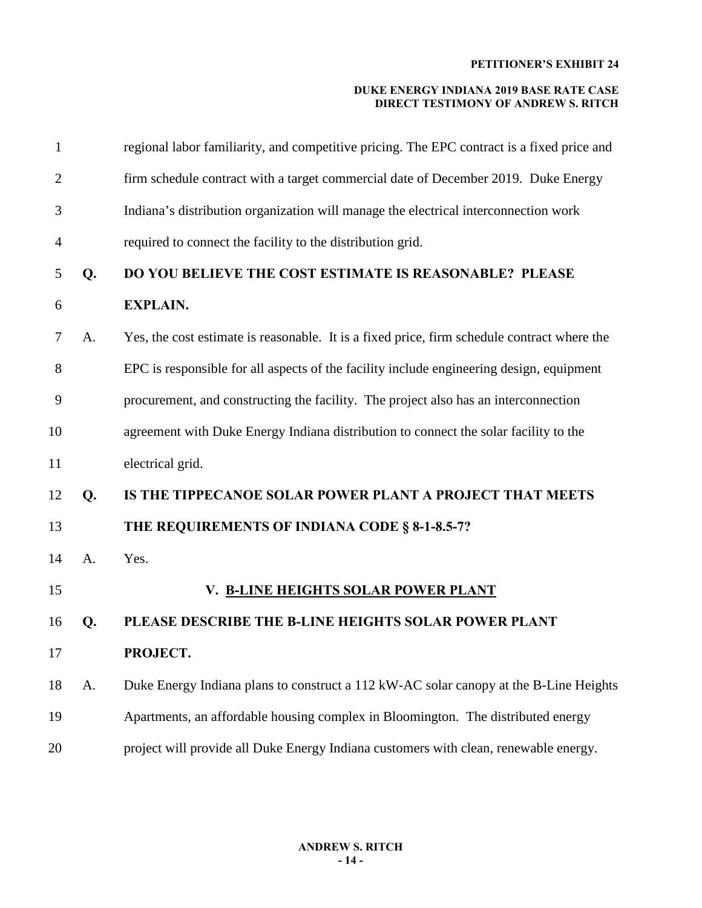regional labor familiarity, and competitive pricing. The EPC contract is a fixed price and firm schedule contract with a target commercial date of December 2019. Duke Energy Indiana's distribution organization will manage the electrical interconnection work required to connect the facility to the distribution grid.

**Q. DO YOU BELIEVE THE COST ESTIMATE IS REASONABLE? PLEASE EXPLAIN.**

A. Yes, the cost estimate is reasonable. It is a fixed price, firm schedule contract where the EPC is responsible for all aspects of the facility include engineering design, equipment procurement, and constructing the facility. The project also has an interconnection agreement with Duke Energy Indiana distribution to connect the solar facility to the electrical grid.

**Q. IS THE TIPPECANOE SOLAR POWER PLANT A PROJECT THAT MEETS THE REQUIREMENTS OF INDIANA CODE § 8-1-8.5-7?**

A. Yes.

## V. B-LINE HEIGHTS SOLAR POWER PLANT

**Q. PLEASE DESCRIBE THE B-LINE HEIGHTS SOLAR POWER PLANT PROJECT.**

A. Duke Energy Indiana plans to construct a 112 kW-AC solar canopy at the B-Line Heights Apartments, an affordable housing complex in Bloomington. The distributed energy project will provide all Duke Energy Indiana customers with clean, renewable energy.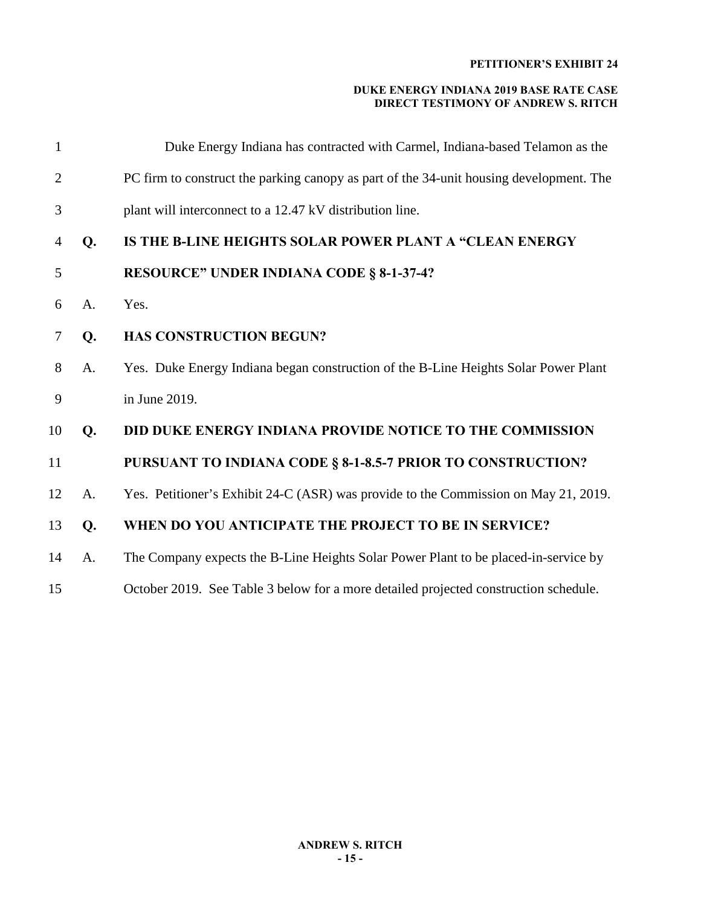Duke Energy Indiana has contracted with Carmel, Indiana-based Telamon as the PC firm to construct the parking canopy as part of the 34-unit housing development. The plant will interconnect to a 12.47 kV distribution line.

**Q. IS THE B-LINE HEIGHTS SOLAR POWER PLANT A "CLEAN ENERGY RESOURCE" UNDER INDIANA CODE § 8-1-37-4?**

A. Yes.

**Q. HAS CONSTRUCTION BEGUN?**

A. Yes. Duke Energy Indiana began construction of the B-Line Heights Solar Power Plant in June 2019.

**Q. DID DUKE ENERGY INDIANA PROVIDE NOTICE TO THE COMMISSION PURSUANT TO INDIANA CODE § 8-1-8.5-7 PRIOR TO CONSTRUCTION?**

A. Yes. Petitioner's Exhibit 24-C (ASR) was provide to the Commission on May 21, 2019.

**Q. WHEN DO YOU ANTICIPATE THE PROJECT TO BE IN SERVICE?**

A. The Company expects the B-Line Heights Solar Power Plant to be placed-in-service by October 2019. See Table 3 below for a more detailed projected construction schedule.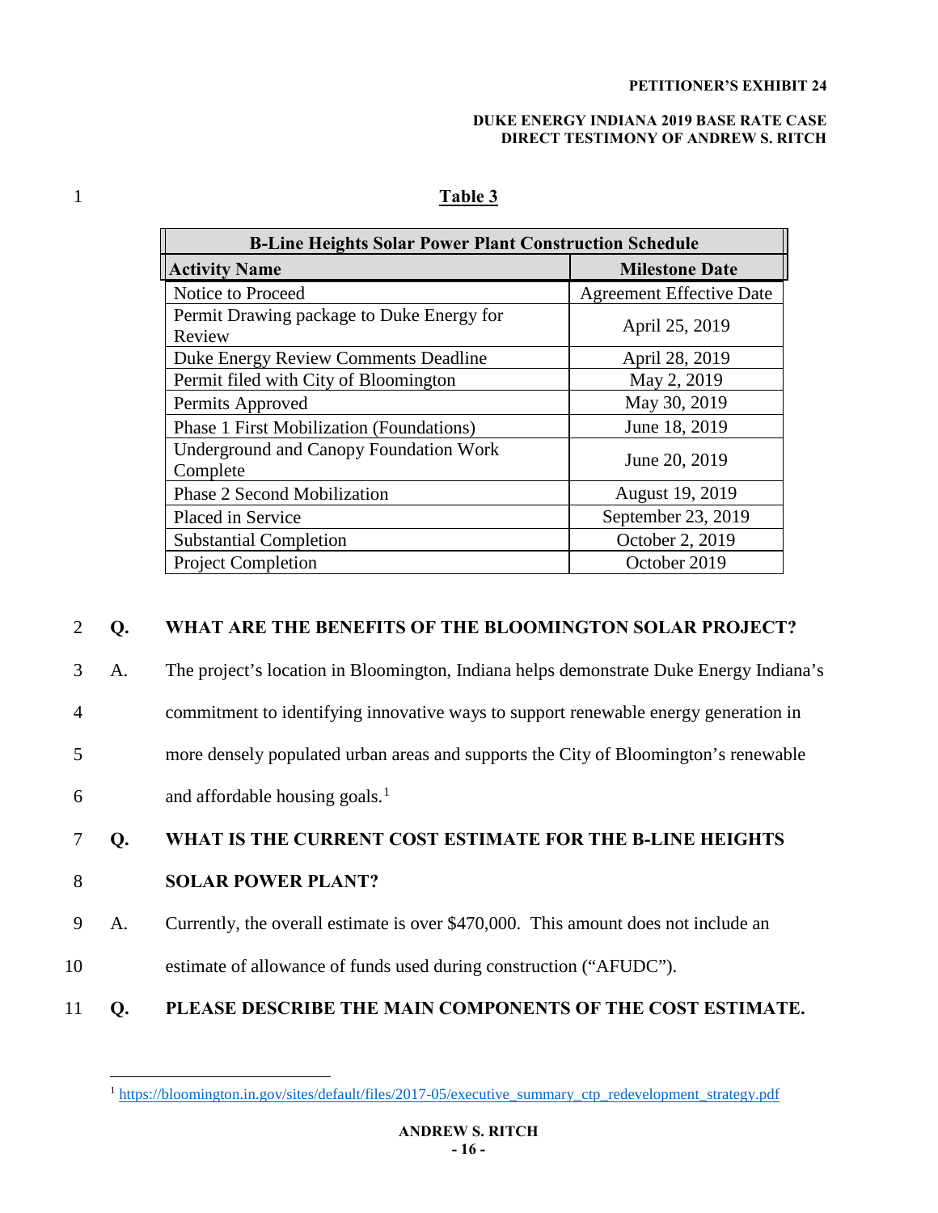## Table 3

| B-Line Heights Solar Power Plant Construction Schedule | |
|---|---|
| **Activity Name** | **Milestone Date** |
| Notice to Proceed | Agreement Effective Date |
| Permit Drawing package to Duke Energy for Review | April 25, 2019 |
| Duke Energy Review Comments Deadline | April 28, 2019 |
| Permit filed with City of Bloomington | May 2, 2019 |
| Permits Approved | May 30, 2019 |
| Phase 1 First Mobilization (Foundations) | June 18, 2019 |
| Underground and Canopy Foundation Work Complete | June 20, 2019 |
| Phase 2 Second Mobilization | August 19, 2019 |
| Placed in Service | September 23, 2019 |
| Substantial Completion | October 2, 2019 |
| Project Completion | October 2019 |

**Q. WHAT ARE THE BENEFITS OF THE BLOOMINGTON SOLAR PROJECT?**

A. The project's location in Bloomington, Indiana helps demonstrate Duke Energy Indiana's commitment to identifying innovative ways to support renewable energy generation in more densely populated urban areas and supports the City of Bloomington's renewable and affordable housing goals.[1]

**Q. WHAT IS THE CURRENT COST ESTIMATE FOR THE B-LINE HEIGHTS SOLAR POWER PLANT?**

A. Currently, the overall estimate is over $470,000. This amount does not include an estimate of allowance of funds used during construction ("AFUDC").

**Q. PLEASE DESCRIBE THE MAIN COMPONENTS OF THE COST ESTIMATE.**

---

[1] https://bloomington.in.gov/sites/default/files/2017-05/executive_summary_ctp_redevelopment_strategy.pdf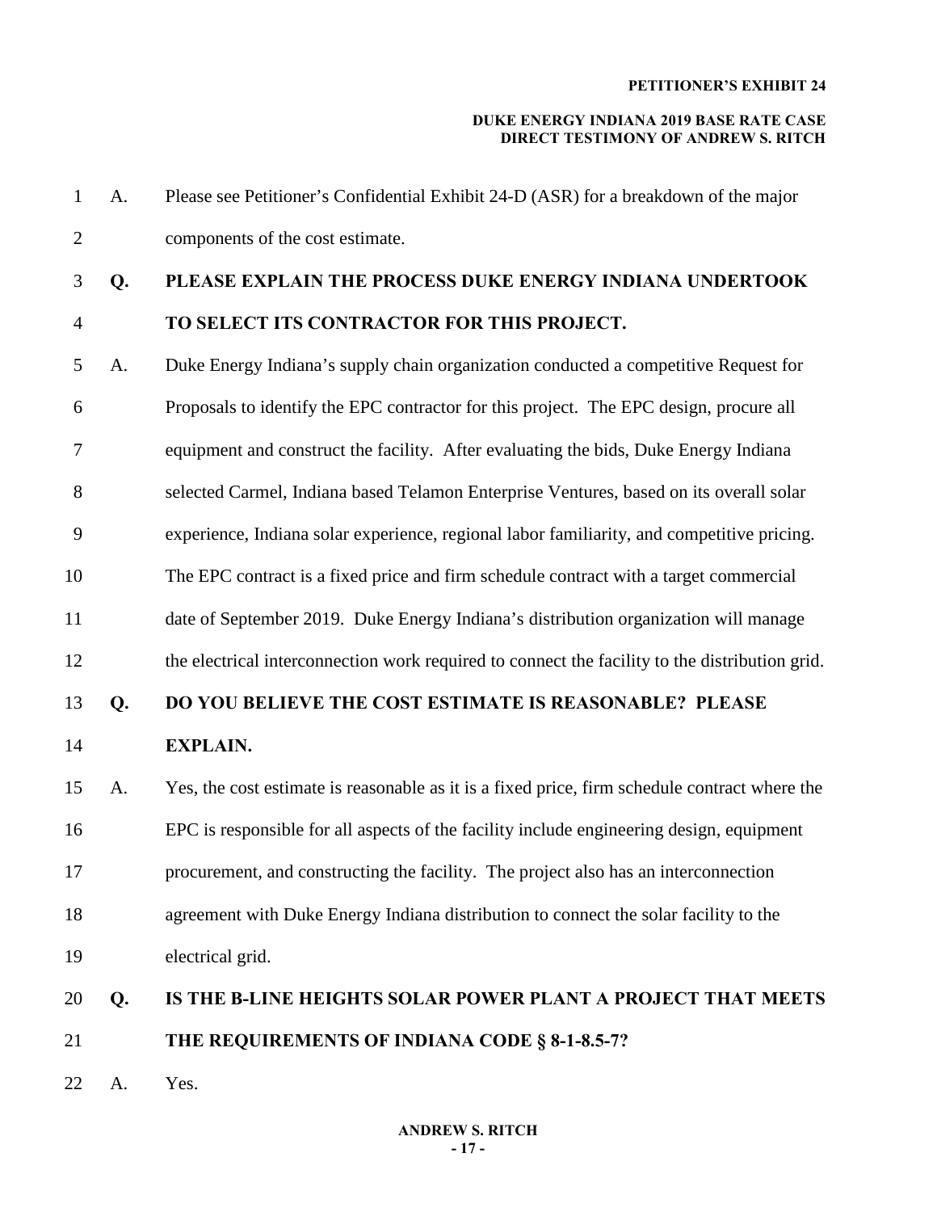A. Please see Petitioner's Confidential Exhibit 24-D (ASR) for a breakdown of the major components of the cost estimate.

**Q. PLEASE EXPLAIN THE PROCESS DUKE ENERGY INDIANA UNDERTOOK TO SELECT ITS CONTRACTOR FOR THIS PROJECT.**

A. Duke Energy Indiana's supply chain organization conducted a competitive Request for Proposals to identify the EPC contractor for this project. The EPC design, procure all equipment and construct the facility. After evaluating the bids, Duke Energy Indiana selected Carmel, Indiana based Telamon Enterprise Ventures, based on its overall solar experience, Indiana solar experience, regional labor familiarity, and competitive pricing. The EPC contract is a fixed price and firm schedule contract with a target commercial date of September 2019. Duke Energy Indiana's distribution organization will manage the electrical interconnection work required to connect the facility to the distribution grid.

**Q. DO YOU BELIEVE THE COST ESTIMATE IS REASONABLE? PLEASE EXPLAIN.**

A. Yes, the cost estimate is reasonable as it is a fixed price, firm schedule contract where the EPC is responsible for all aspects of the facility include engineering design, equipment procurement, and constructing the facility. The project also has an interconnection agreement with Duke Energy Indiana distribution to connect the solar facility to the electrical grid.

**Q. IS THE B-LINE HEIGHTS SOLAR POWER PLANT A PROJECT THAT MEETS THE REQUIREMENTS OF INDIANA CODE § 8-1-8.5-7?**

A. Yes.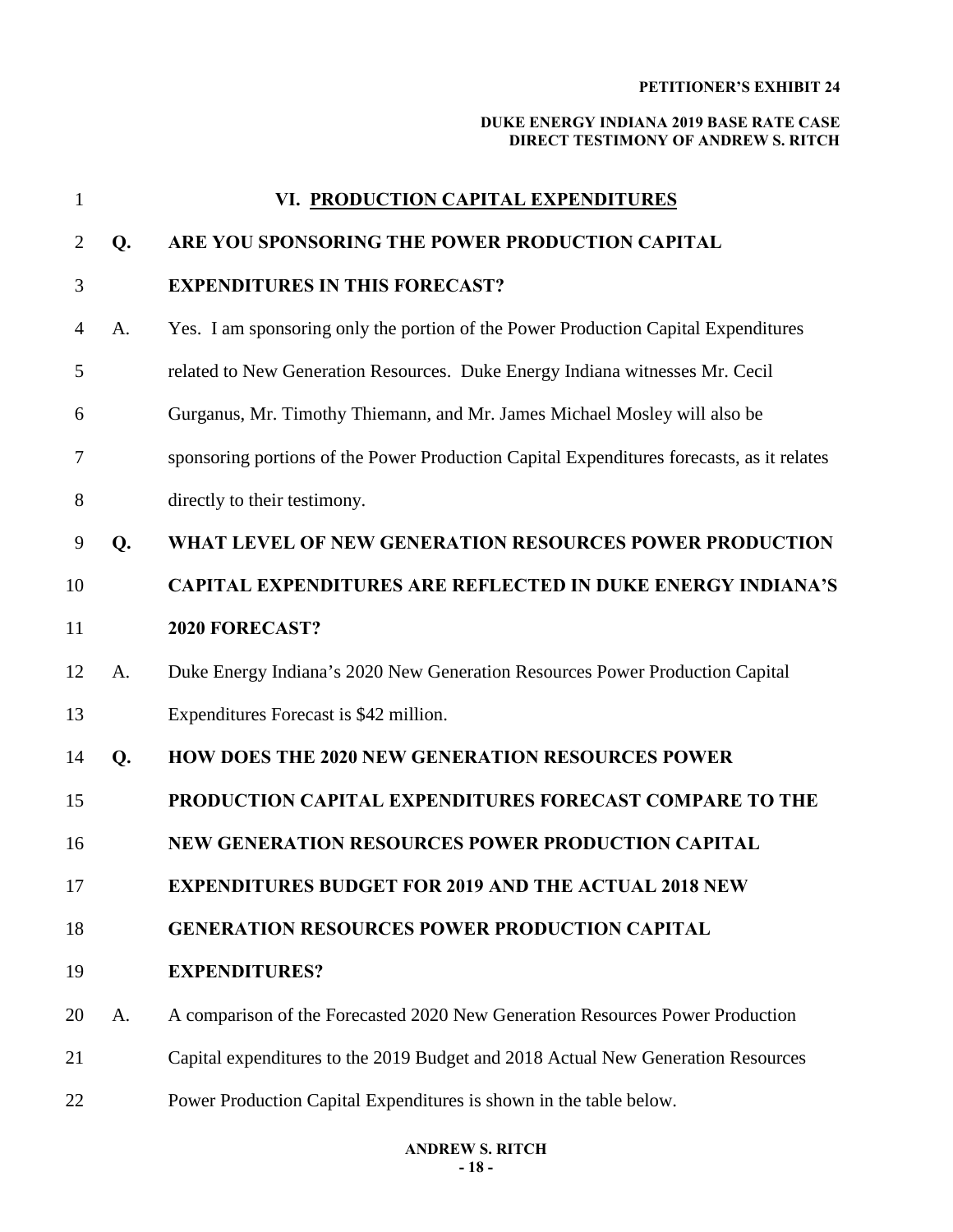## VI. PRODUCTION CAPITAL EXPENDITURES

**Q. ARE YOU SPONSORING THE POWER PRODUCTION CAPITAL EXPENDITURES IN THIS FORECAST?**

A. Yes. I am sponsoring only the portion of the Power Production Capital Expenditures related to New Generation Resources. Duke Energy Indiana witnesses Mr. Cecil Gurganus, Mr. Timothy Thiemann, and Mr. James Michael Mosley will also be sponsoring portions of the Power Production Capital Expenditures forecasts, as it relates directly to their testimony.

**Q. WHAT LEVEL OF NEW GENERATION RESOURCES POWER PRODUCTION CAPITAL EXPENDITURES ARE REFLECTED IN DUKE ENERGY INDIANA'S 2020 FORECAST?**

A. Duke Energy Indiana's 2020 New Generation Resources Power Production Capital Expenditures Forecast is $42 million.

**Q. HOW DOES THE 2020 NEW GENERATION RESOURCES POWER PRODUCTION CAPITAL EXPENDITURES FORECAST COMPARE TO THE NEW GENERATION RESOURCES POWER PRODUCTION CAPITAL EXPENDITURES BUDGET FOR 2019 AND THE ACTUAL 2018 NEW GENERATION RESOURCES POWER PRODUCTION CAPITAL EXPENDITURES?**

A. A comparison of the Forecasted 2020 New Generation Resources Power Production Capital expenditures to the 2019 Budget and 2018 Actual New Generation Resources Power Production Capital Expenditures is shown in the table below.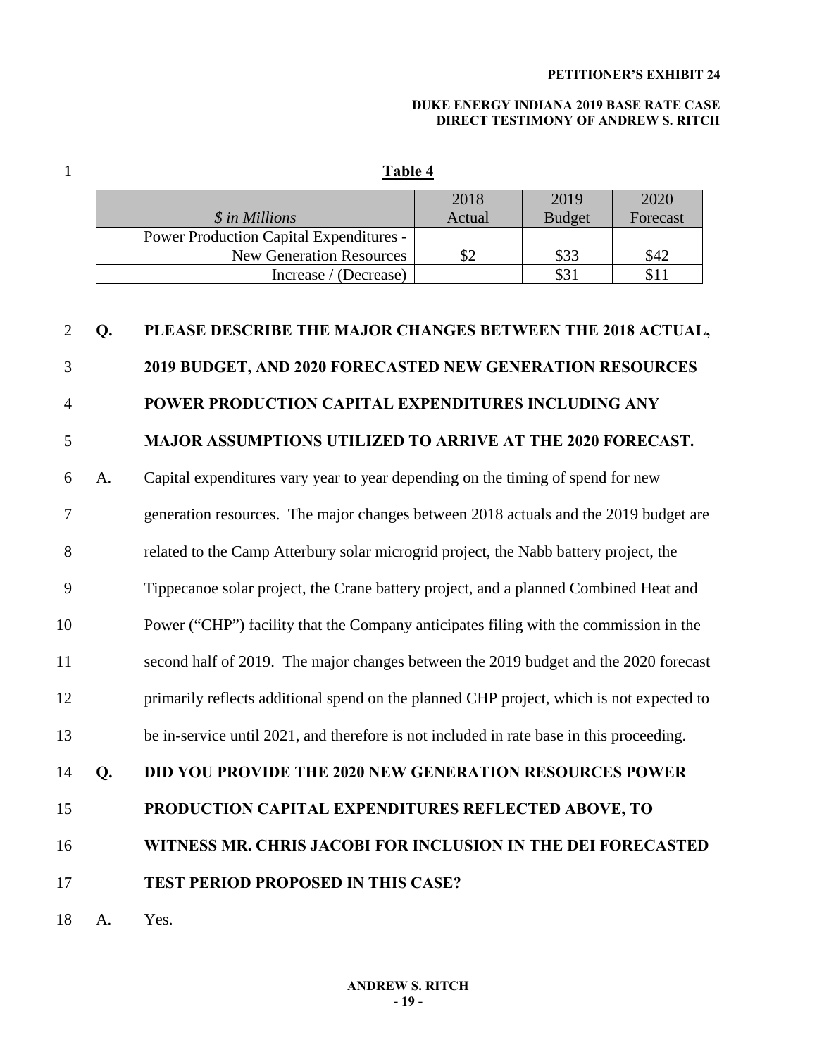**Table 4**

| *$ in Millions* | 2018 Actual | 2019 Budget | 2020 Forecast |
|---|---|---|---|
| Power Production Capital Expenditures - New Generation Resources | $2 | $33 | $42 |
| Increase / (Decrease) | | $31 | $11 |

**Q. PLEASE DESCRIBE THE MAJOR CHANGES BETWEEN THE 2018 ACTUAL, 2019 BUDGET, AND 2020 FORECASTED NEW GENERATION RESOURCES POWER PRODUCTION CAPITAL EXPENDITURES INCLUDING ANY MAJOR ASSUMPTIONS UTILIZED TO ARRIVE AT THE 2020 FORECAST.**

A. Capital expenditures vary year to year depending on the timing of spend for new generation resources. The major changes between 2018 actuals and the 2019 budget are related to the Camp Atterbury solar microgrid project, the Nabb battery project, the Tippecanoe solar project, the Crane battery project, and a planned Combined Heat and Power ("CHP") facility that the Company anticipates filing with the commission in the second half of 2019. The major changes between the 2019 budget and the 2020 forecast primarily reflects additional spend on the planned CHP project, which is not expected to be in-service until 2021, and therefore is not included in rate base in this proceeding.

**Q. DID YOU PROVIDE THE 2020 NEW GENERATION RESOURCES POWER PRODUCTION CAPITAL EXPENDITURES REFLECTED ABOVE, TO WITNESS MR. CHRIS JACOBI FOR INCLUSION IN THE DEI FORECASTED TEST PERIOD PROPOSED IN THIS CASE?**

A. Yes.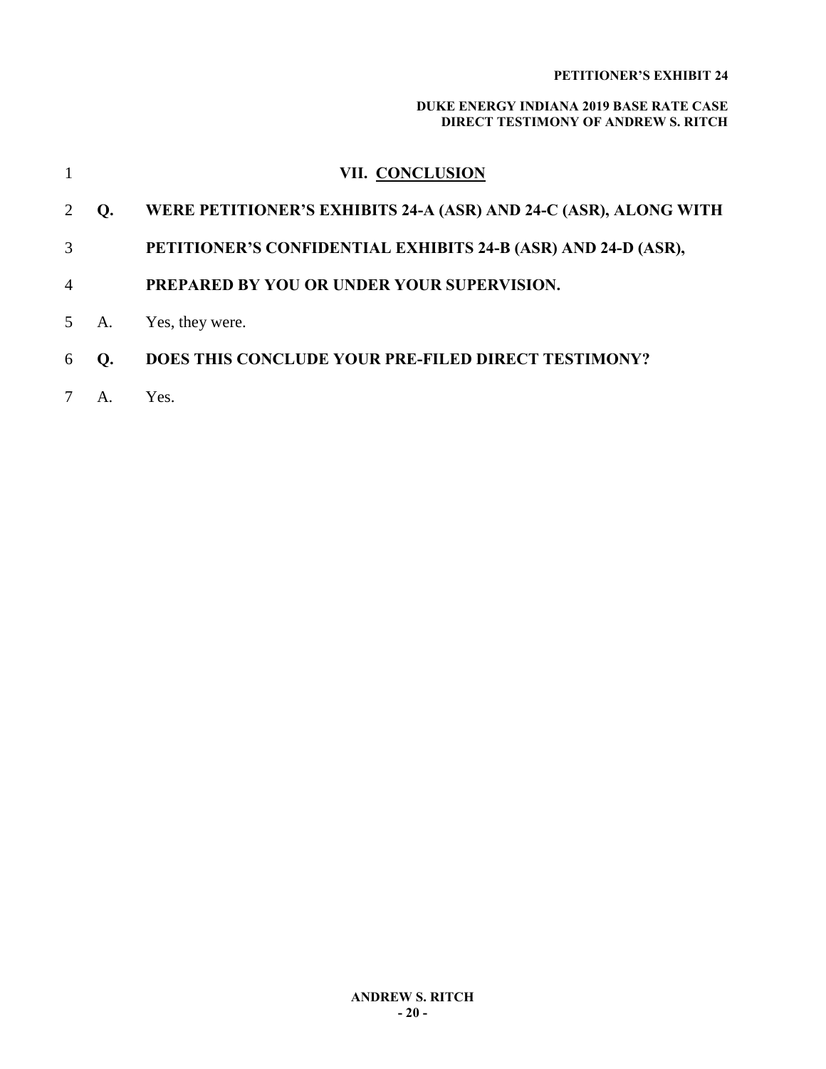## VII. CONCLUSION

**Q. WERE PETITIONER'S EXHIBITS 24-A (ASR) AND 24-C (ASR), ALONG WITH PETITIONER'S CONFIDENTIAL EXHIBITS 24-B (ASR) AND 24-D (ASR), PREPARED BY YOU OR UNDER YOUR SUPERVISION.**

A. Yes, they were.

**Q. DOES THIS CONCLUDE YOUR PRE-FILED DIRECT TESTIMONY?**

A. Yes.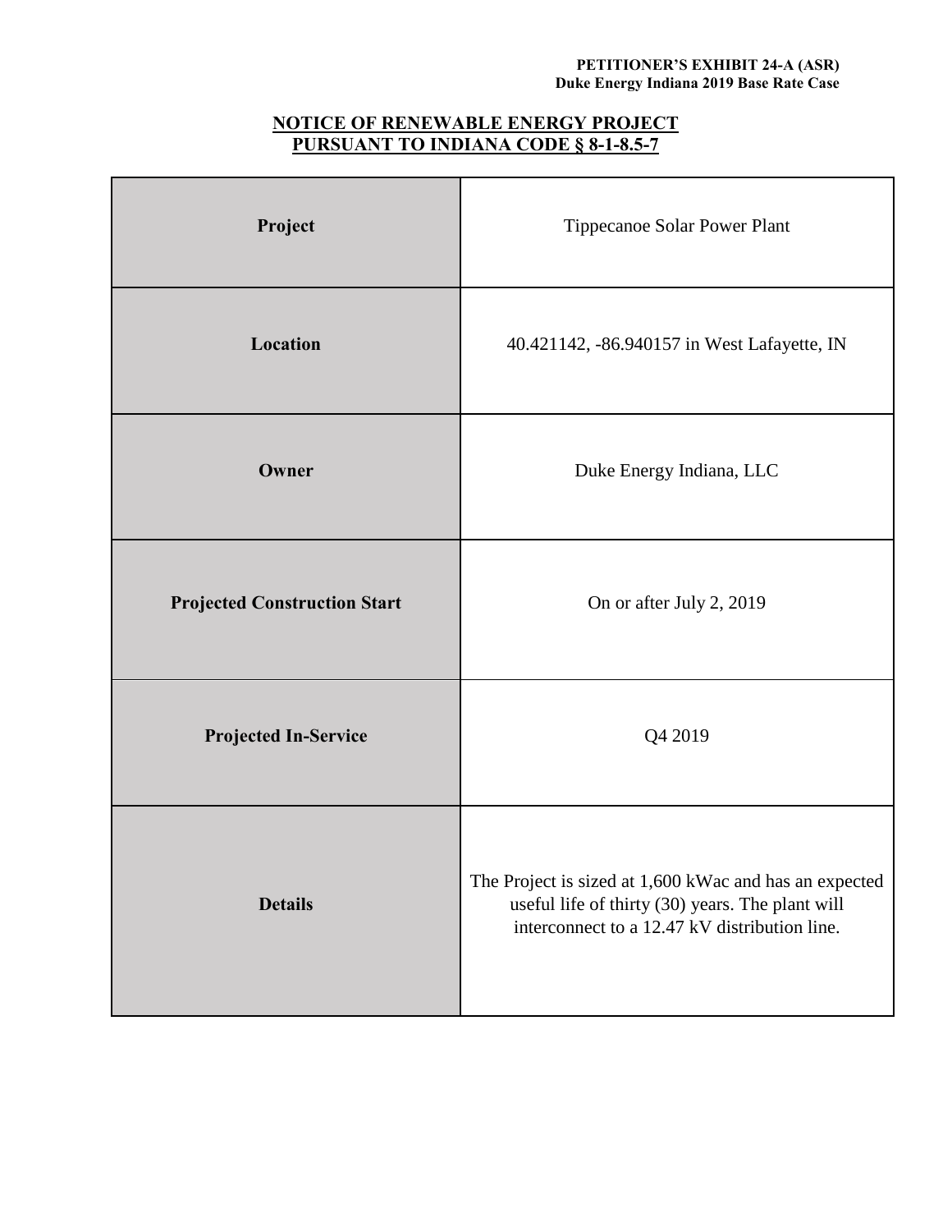**PETITIONER'S EXHIBIT 24-A (ASR)**
**Duke Energy Indiana 2019 Base Rate Case**

## NOTICE OF RENEWABLE ENERGY PROJECT PURSUANT TO INDIANA CODE § 8-1-8.5-7

| | |
|---|---|
| **Project** | Tippecanoe Solar Power Plant |
| **Location** | 40.421142, -86.940157 in West Lafayette, IN |
| **Owner** | Duke Energy Indiana, LLC |
| **Projected Construction Start** | On or after July 2, 2019 |
| **Projected In-Service** | Q4 2019 |
| **Details** | The Project is sized at 1,600 kWac and has an expected useful life of thirty (30) years. The plant will interconnect to a 12.47 kV distribution line. |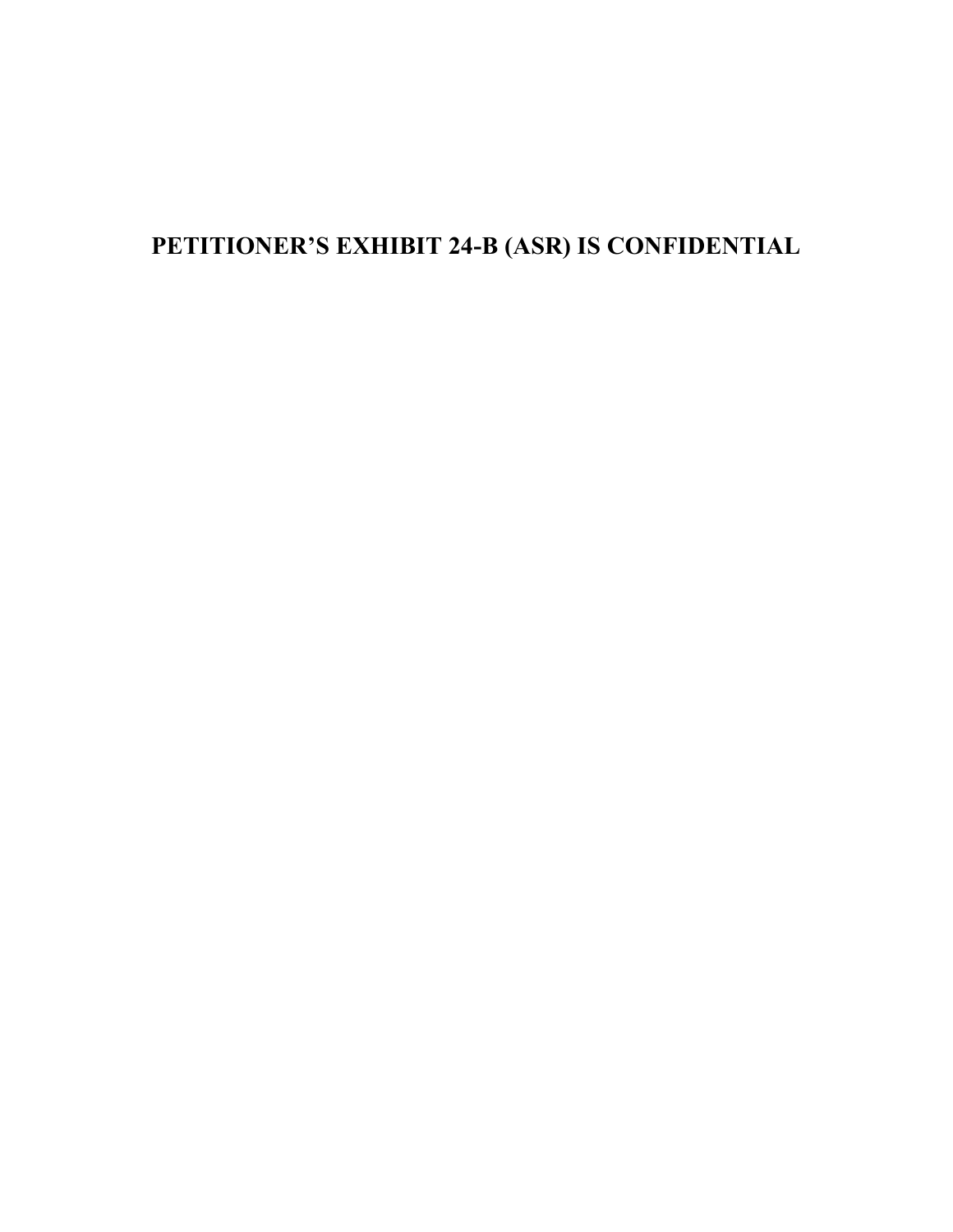**PETITIONER'S EXHIBIT 24-B (ASR) IS CONFIDENTIAL**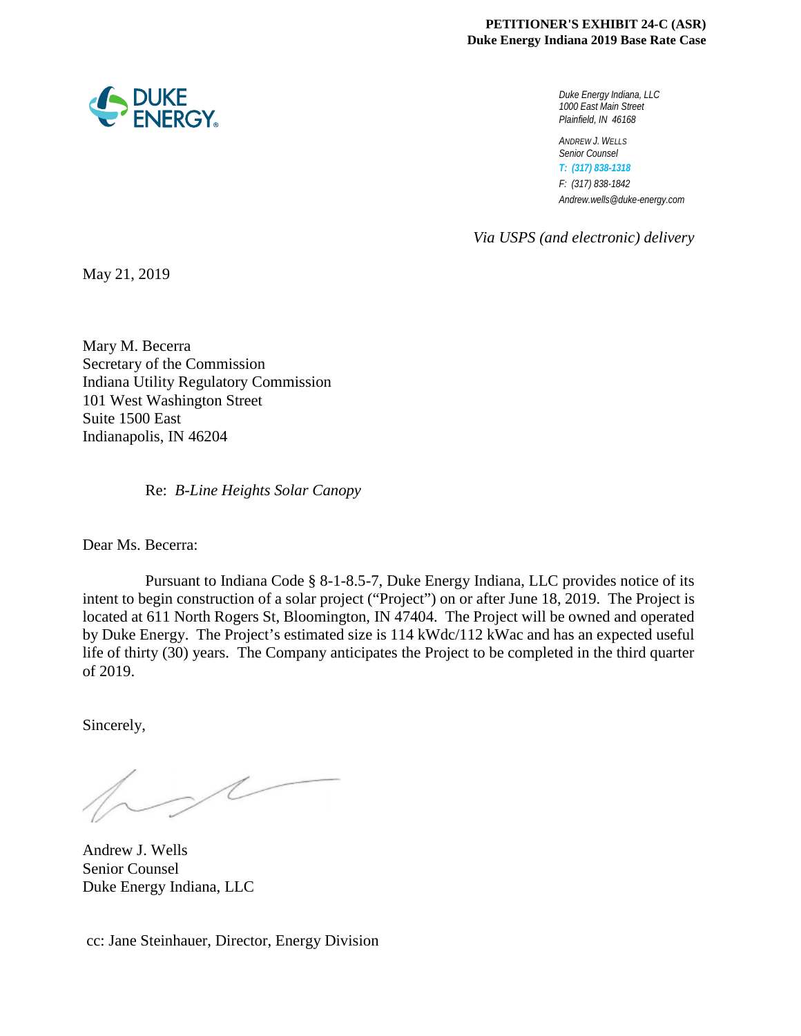**PETITIONER'S EXHIBIT 24-C (ASR)**
**Duke Energy Indiana 2019 Base Rate Case**

DUKE ENERGY.

*Duke Energy Indiana, LLC*
*1000 East Main Street*
*Plainfield, IN 46168*

*ANDREW J. WELLS*
*Senior Counsel*
*T: (317) 838-1318*
*F: (317) 838-1842*
*Andrew.wells@duke-energy.com*

*Via USPS (and electronic) delivery*

May 21, 2019

Mary M. Becerra
Secretary of the Commission
Indiana Utility Regulatory Commission
101 West Washington Street
Suite 1500 East
Indianapolis, IN 46204

Re: *B-Line Heights Solar Canopy*

Dear Ms. Becerra:

Pursuant to Indiana Code § 8-1-8.5-7, Duke Energy Indiana, LLC provides notice of its intent to begin construction of a solar project ("Project") on or after June 18, 2019. The Project is located at 611 North Rogers St, Bloomington, IN 47404. The Project will be owned and operated by Duke Energy. The Project's estimated size is 114 kWdc/112 kWac and has an expected useful life of thirty (30) years. The Company anticipates the Project to be completed in the third quarter of 2019.

Sincerely,

Andrew J. Wells
Senior Counsel
Duke Energy Indiana, LLC

cc: Jane Steinhauer, Director, Energy Division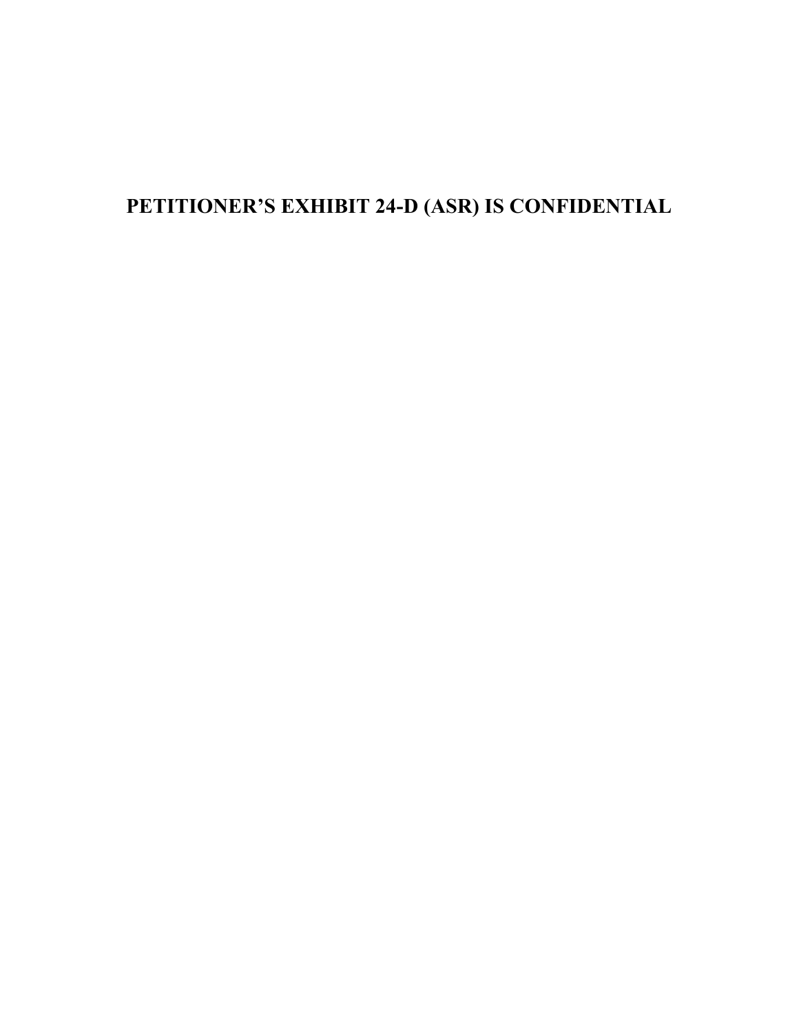**PETITIONER'S EXHIBIT 24-D (ASR) IS CONFIDENTIAL**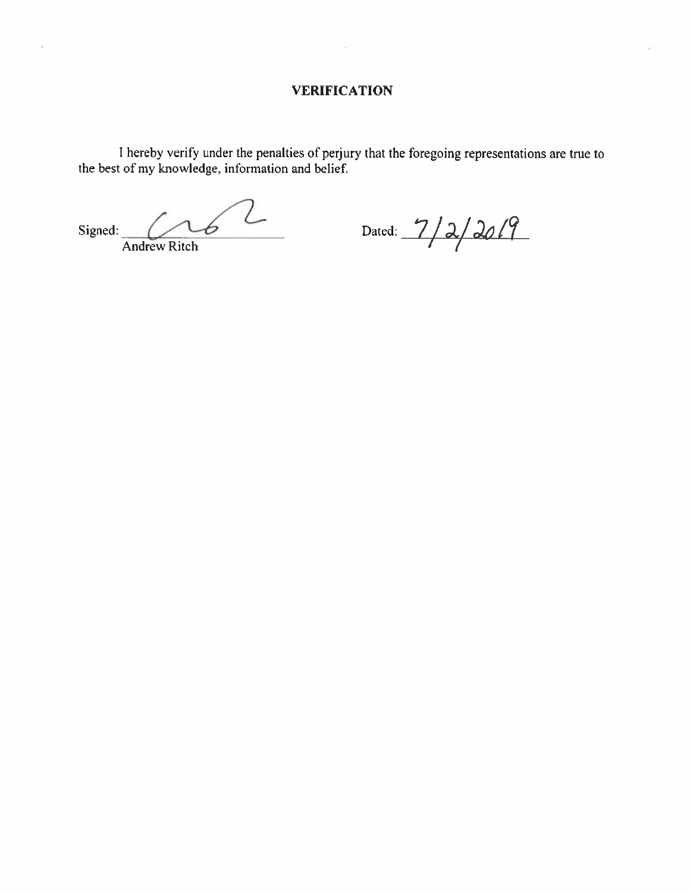## VERIFICATION

I hereby verify under the penalties of perjury that the foregoing representations are true to the best of my knowledge, information and belief.

Signed: ______________________ Andrew Ritch

Dated: 7/2/2019